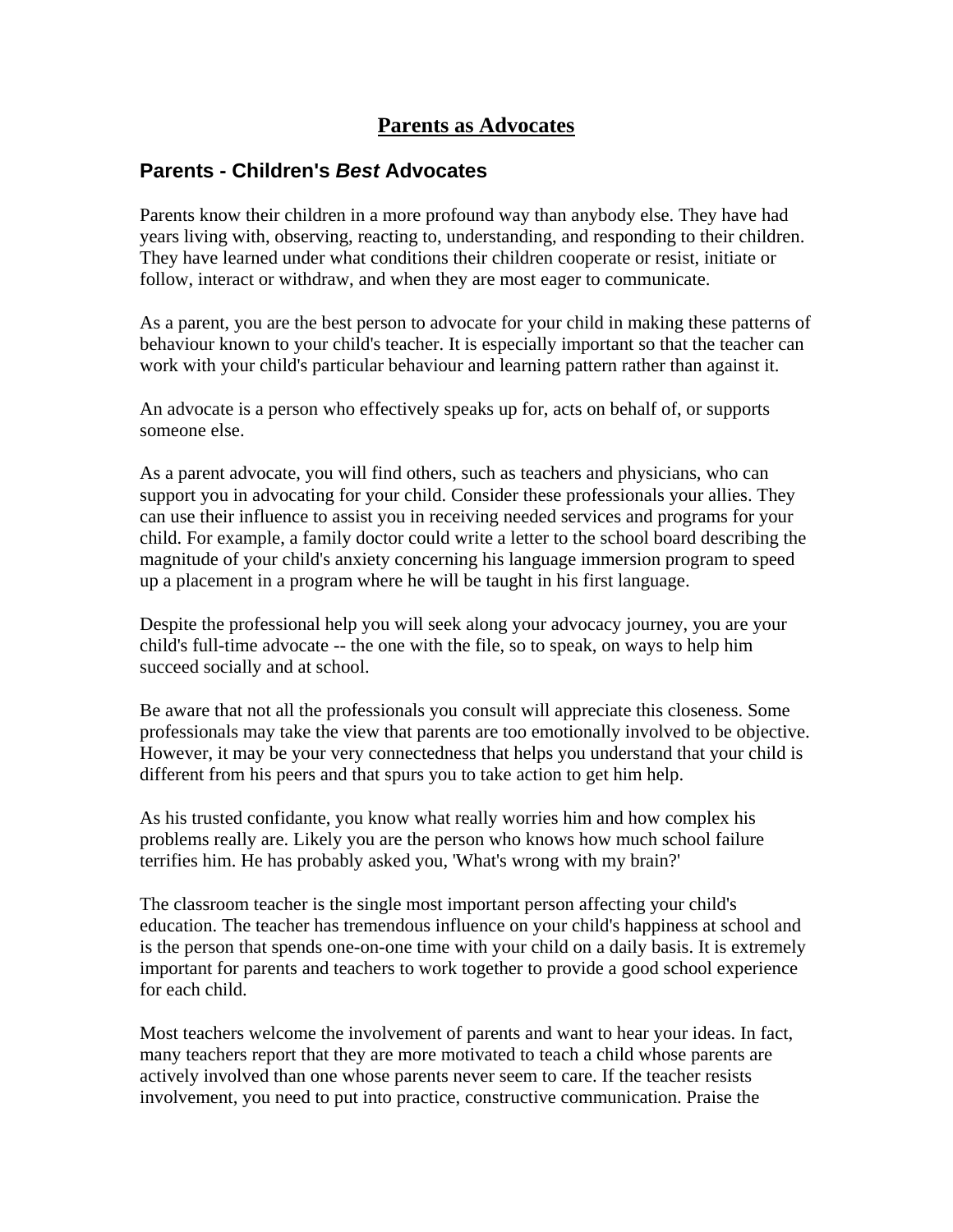# <u>Parents as Advocates</u>

## Parents - Children's *Best* Advocates

Parents know their children in a more profound way than anybody else. They have had years living with, observing, reacting to, understanding, and responding to their children. They have learned under what conditions their children cooperate or resist, initiate or follow, interact or withdraw, and when they are most eager to communicate.

As a parent, you are the best person to advocate for your child in making these patterns of behaviour known to your child's teacher. It is especially important so that the teacher can work with your child's particular behaviour and learning pattern rather than against it.

An advocate is a person who effectively speaks up for, acts on behalf of, or supports someone else.

As a parent advocate, you will find others, such as teachers and physicians, who can support you in advocating for your child. Consider these professionals your allies. They can use their influence to assist you in receiving needed services and programs for your child. For example, a family doctor could write a letter to the school board describing the magnitude of your child's anxiety concerning his language immersion program to speed up a placement in a program where he will be taught in his first language.

Despite the professional help you will seek along your advocacy journey, you are your child's full-time advocate -- the one with the file, so to speak, on ways to help him succeed socially and at school.

Be aware that not all the professionals you consult will appreciate this closeness. Some professionals may take the view that parents are too emotionally involved to be objective. However, it may be your very connectedness that helps you understand that your child is different from his peers and that spurs you to take action to get him help.

As his trusted confidante, you know what really worries him and how complex his problems really are. Likely you are the person who knows how much school failure terrifies him. He has probably asked you, 'What's wrong with my brain?'

The classroom teacher is the single most important person affecting your child's education. The teacher has tremendous influence on your child's happiness at school and is the person that spends one-on-one time with your child on a daily basis. It is extremely important for parents and teachers to work together to provide a good school experience for each child.

Most teachers welcome the involvement of parents and want to hear your ideas. In fact, many teachers report that they are more motivated to teach a child whose parents are actively involved than one whose parents never seem to care. If the teacher resists involvement, you need to put into practice, constructive communication. Praise the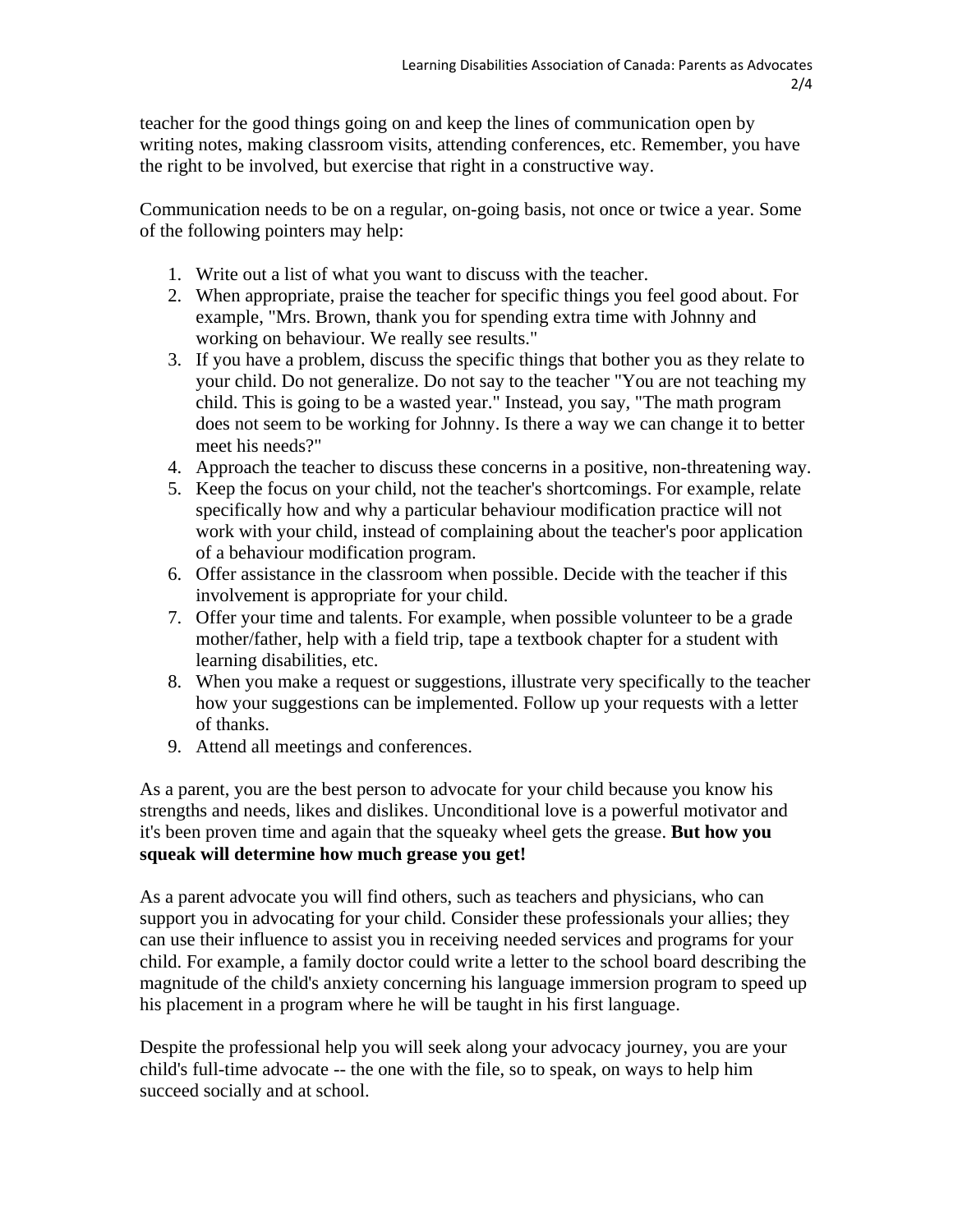teacher for the good things going on and keep the lines of communication open by writing notes, making classroom visits, attending conferences, etc. Remember, you have the right to be involved, but exercise that right in a constructive way.

Communication needs to be on a regular, on-going basis, not once or twice a year. Some of the following pointers may help:

1. Write out a list of what you want to discuss with the teacher.
2. When appropriate, praise the teacher for specific things you feel good about. For example, "Mrs. Brown, thank you for spending extra time with Johnny and working on behaviour. We really see results."
3. If you have a problem, discuss the specific things that bother you as they relate to your child. Do not generalize. Do not say to the teacher "You are not teaching my child. This is going to be a wasted year." Instead, you say, "The math program does not seem to be working for Johnny. Is there a way we can change it to better meet his needs?"
4. Approach the teacher to discuss these concerns in a positive, non-threatening way.
5. Keep the focus on your child, not the teacher's shortcomings. For example, relate specifically how and why a particular behaviour modification practice will not work with your child, instead of complaining about the teacher's poor application of a behaviour modification program.
6. Offer assistance in the classroom when possible. Decide with the teacher if this involvement is appropriate for your child.
7. Offer your time and talents. For example, when possible volunteer to be a grade mother/father, help with a field trip, tape a textbook chapter for a student with learning disabilities, etc.
8. When you make a request or suggestions, illustrate very specifically to the teacher how your suggestions can be implemented. Follow up your requests with a letter of thanks.
9. Attend all meetings and conferences.

As a parent, you are the best person to advocate for your child because you know his strengths and needs, likes and dislikes. Unconditional love is a powerful motivator and it's been proven time and again that the squeaky wheel gets the grease. **But how you squeak will determine how much grease you get!**

As a parent advocate you will find others, such as teachers and physicians, who can support you in advocating for your child. Consider these professionals your allies; they can use their influence to assist you in receiving needed services and programs for your child. For example, a family doctor could write a letter to the school board describing the magnitude of the child's anxiety concerning his language immersion program to speed up his placement in a program where he will be taught in his first language.

Despite the professional help you will seek along your advocacy journey, you are your child's full-time advocate -- the one with the file, so to speak, on ways to help him succeed socially and at school.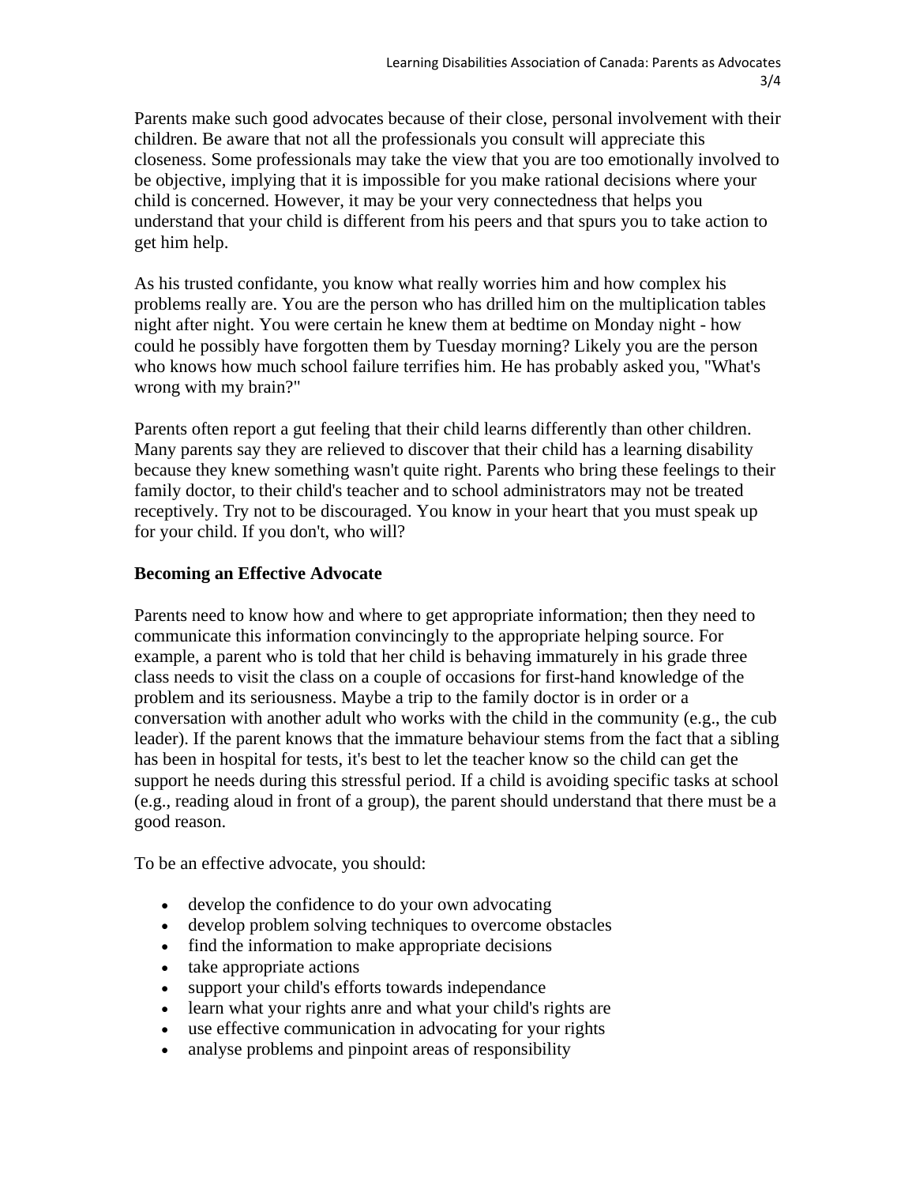Parents make such good advocates because of their close, personal involvement with their children. Be aware that not all the professionals you consult will appreciate this closeness. Some professionals may take the view that you are too emotionally involved to be objective, implying that it is impossible for you make rational decisions where your child is concerned. However, it may be your very connectedness that helps you understand that your child is different from his peers and that spurs you to take action to get him help.

As his trusted confidante, you know what really worries him and how complex his problems really are. You are the person who has drilled him on the multiplication tables night after night. You were certain he knew them at bedtime on Monday night - how could he possibly have forgotten them by Tuesday morning? Likely you are the person who knows how much school failure terrifies him. He has probably asked you, "What's wrong with my brain?"

Parents often report a gut feeling that their child learns differently than other children. Many parents say they are relieved to discover that their child has a learning disability because they knew something wasn't quite right. Parents who bring these feelings to their family doctor, to their child's teacher and to school administrators may not be treated receptively. Try not to be discouraged. You know in your heart that you must speak up for your child. If you don't, who will?

**Becoming an Effective Advocate**

Parents need to know how and where to get appropriate information; then they need to communicate this information convincingly to the appropriate helping source. For example, a parent who is told that her child is behaving immaturely in his grade three class needs to visit the class on a couple of occasions for first-hand knowledge of the problem and its seriousness. Maybe a trip to the family doctor is in order or a conversation with another adult who works with the child in the community (e.g., the cub leader). If the parent knows that the immature behaviour stems from the fact that a sibling has been in hospital for tests, it's best to let the teacher know so the child can get the support he needs during this stressful period. If a child is avoiding specific tasks at school (e.g., reading aloud in front of a group), the parent should understand that there must be a good reason.

To be an effective advocate, you should:

- develop the confidence to do your own advocating
- develop problem solving techniques to overcome obstacles
- find the information to make appropriate decisions
- take appropriate actions
- support your child's efforts towards independance
- learn what your rights anre and what your child's rights are
- use effective communication in advocating for your rights
- analyse problems and pinpoint areas of responsibility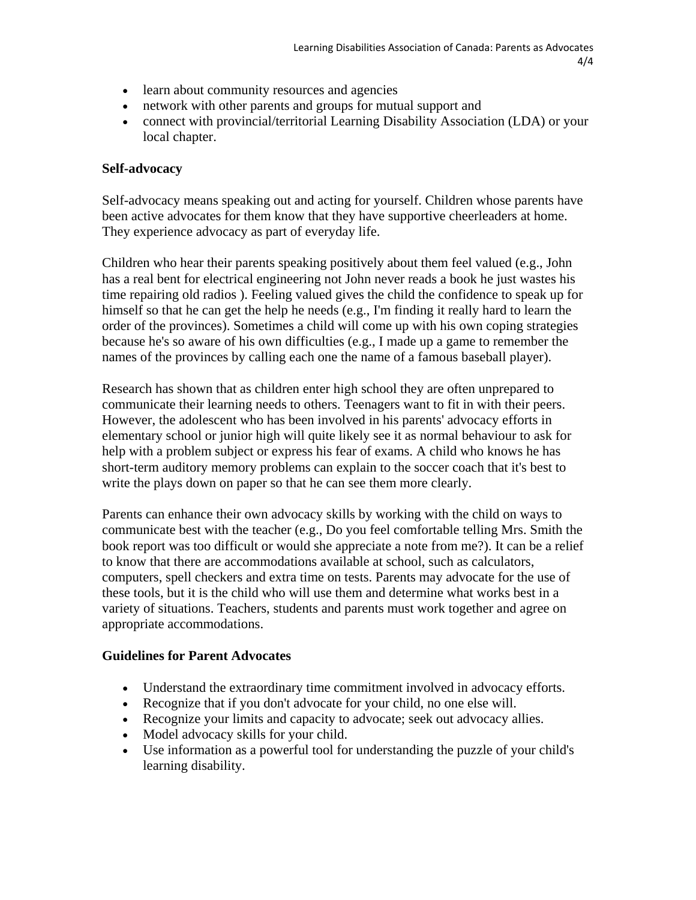- learn about community resources and agencies
- network with other parents and groups for mutual support and
- connect with provincial/territorial Learning Disability Association (LDA) or your local chapter.

**Self-advocacy**

Self-advocacy means speaking out and acting for yourself. Children whose parents have been active advocates for them know that they have supportive cheerleaders at home. They experience advocacy as part of everyday life.

Children who hear their parents speaking positively about them feel valued (e.g., John has a real bent for electrical engineering not John never reads a book he just wastes his time repairing old radios ). Feeling valued gives the child the confidence to speak up for himself so that he can get the help he needs (e.g., I'm finding it really hard to learn the order of the provinces). Sometimes a child will come up with his own coping strategies because he's so aware of his own difficulties (e.g., I made up a game to remember the names of the provinces by calling each one the name of a famous baseball player).

Research has shown that as children enter high school they are often unprepared to communicate their learning needs to others. Teenagers want to fit in with their peers. However, the adolescent who has been involved in his parents' advocacy efforts in elementary school or junior high will quite likely see it as normal behaviour to ask for help with a problem subject or express his fear of exams. A child who knows he has short-term auditory memory problems can explain to the soccer coach that it's best to write the plays down on paper so that he can see them more clearly.

Parents can enhance their own advocacy skills by working with the child on ways to communicate best with the teacher (e.g., Do you feel comfortable telling Mrs. Smith the book report was too difficult or would she appreciate a note from me?). It can be a relief to know that there are accommodations available at school, such as calculators, computers, spell checkers and extra time on tests. Parents may advocate for the use of these tools, but it is the child who will use them and determine what works best in a variety of situations. Teachers, students and parents must work together and agree on appropriate accommodations.

**Guidelines for Parent Advocates**

- Understand the extraordinary time commitment involved in advocacy efforts.
- Recognize that if you don't advocate for your child, no one else will.
- Recognize your limits and capacity to advocate; seek out advocacy allies.
- Model advocacy skills for your child.
- Use information as a powerful tool for understanding the puzzle of your child's learning disability.